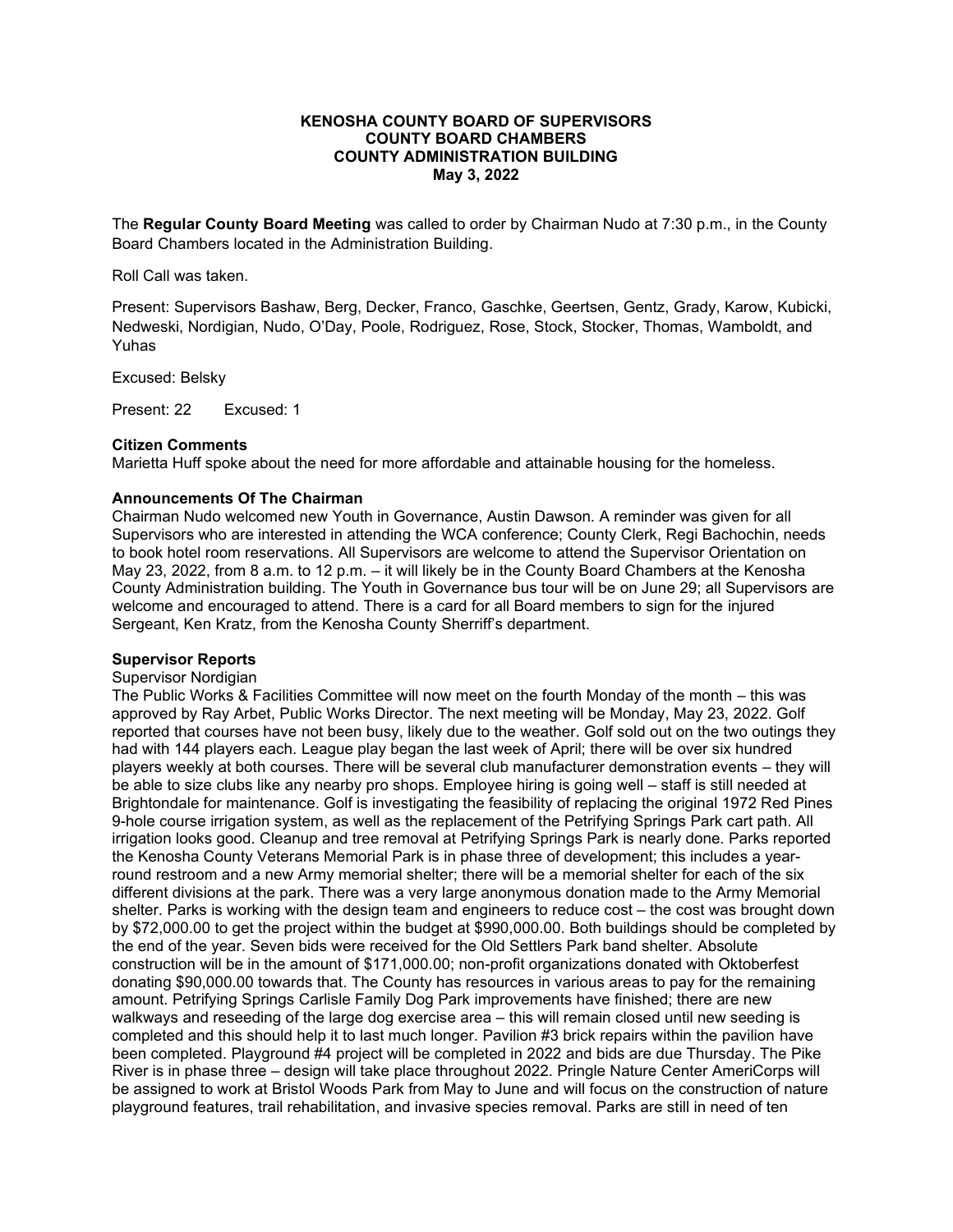**KENOSHA COUNTY BOARD OF SUPERVISORS**
**COUNTY BOARD CHAMBERS**
**COUNTY ADMINISTRATION BUILDING**
**May 3, 2022**

The **Regular County Board Meeting** was called to order by Chairman Nudo at 7:30 p.m., in the County Board Chambers located in the Administration Building.

Roll Call was taken.

Present: Supervisors Bashaw, Berg, Decker, Franco, Gaschke, Geertsen, Gentz, Grady, Karow, Kubicki, Nedweski, Nordigian, Nudo, O'Day, Poole, Rodriguez, Rose, Stock, Stocker, Thomas, Wamboldt, and Yuhas

Excused: Belsky

Present: 22 Excused: 1

**Citizen Comments**

Marietta Huff spoke about the need for more affordable and attainable housing for the homeless.

**Announcements Of The Chairman**

Chairman Nudo welcomed new Youth in Governance, Austin Dawson. A reminder was given for all Supervisors who are interested in attending the WCA conference; County Clerk, Regi Bachochin, needs to book hotel room reservations. All Supervisors are welcome to attend the Supervisor Orientation on May 23, 2022, from 8 a.m. to 12 p.m. – it will likely be in the County Board Chambers at the Kenosha County Administration building. The Youth in Governance bus tour will be on June 29; all Supervisors are welcome and encouraged to attend. There is a card for all Board members to sign for the injured Sergeant, Ken Kratz, from the Kenosha County Sherriff's department.

**Supervisor Reports**

Supervisor Nordigian

The Public Works & Facilities Committee will now meet on the fourth Monday of the month – this was approved by Ray Arbet, Public Works Director. The next meeting will be Monday, May 23, 2022. Golf reported that courses have not been busy, likely due to the weather. Golf sold out on the two outings they had with 144 players each. League play began the last week of April; there will be over six hundred players weekly at both courses. There will be several club manufacturer demonstration events – they will be able to size clubs like any nearby pro shops. Employee hiring is going well – staff is still needed at Brightondale for maintenance. Golf is investigating the feasibility of replacing the original 1972 Red Pines 9-hole course irrigation system, as well as the replacement of the Petrifying Springs Park cart path. All irrigation looks good. Cleanup and tree removal at Petrifying Springs Park is nearly done. Parks reported the Kenosha County Veterans Memorial Park is in phase three of development; this includes a year-round restroom and a new Army memorial shelter; there will be a memorial shelter for each of the six different divisions at the park. There was a very large anonymous donation made to the Army Memorial shelter. Parks is working with the design team and engineers to reduce cost – the cost was brought down by $72,000.00 to get the project within the budget at $990,000.00. Both buildings should be completed by the end of the year. Seven bids were received for the Old Settlers Park band shelter. Absolute construction will be in the amount of $171,000.00; non-profit organizations donated with Oktoberfest donating $90,000.00 towards that. The County has resources in various areas to pay for the remaining amount. Petrifying Springs Carlisle Family Dog Park improvements have finished; there are new walkways and reseeding of the large dog exercise area – this will remain closed until new seeding is completed and this should help it to last much longer. Pavilion #3 brick repairs within the pavilion have been completed. Playground #4 project will be completed in 2022 and bids are due Thursday. The Pike River is in phase three – design will take place throughout 2022. Pringle Nature Center AmeriCorps will be assigned to work at Bristol Woods Park from May to June and will focus on the construction of nature playground features, trail rehabilitation, and invasive species removal. Parks are still in need of ten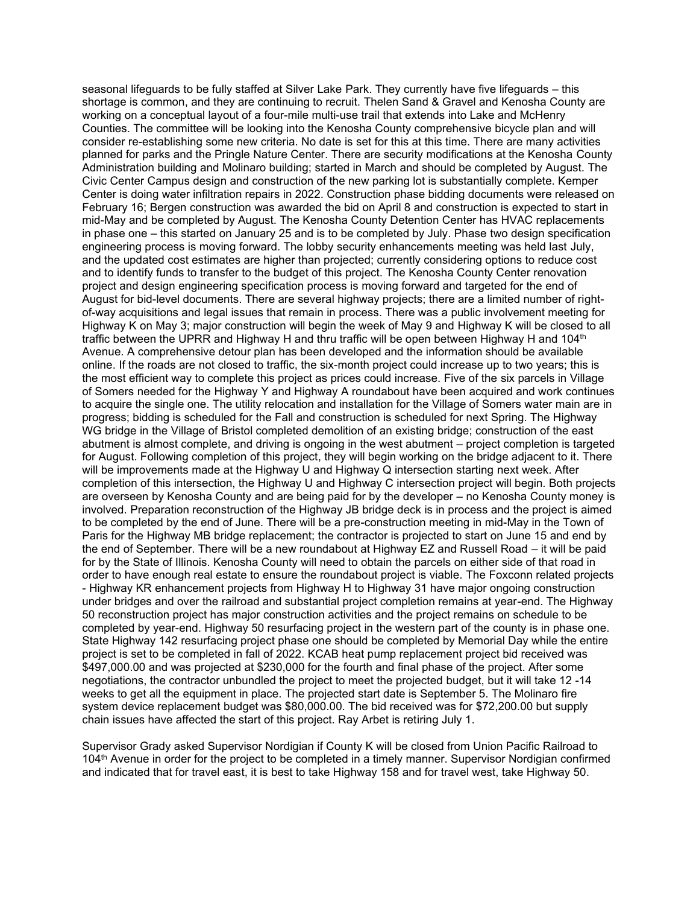seasonal lifeguards to be fully staffed at Silver Lake Park. They currently have five lifeguards – this shortage is common, and they are continuing to recruit. Thelen Sand & Gravel and Kenosha County are working on a conceptual layout of a four-mile multi-use trail that extends into Lake and McHenry Counties. The committee will be looking into the Kenosha County comprehensive bicycle plan and will consider re-establishing some new criteria. No date is set for this at this time. There are many activities planned for parks and the Pringle Nature Center. There are security modifications at the Kenosha County Administration building and Molinaro building; started in March and should be completed by August. The Civic Center Campus design and construction of the new parking lot is substantially complete. Kemper Center is doing water infiltration repairs in 2022. Construction phase bidding documents were released on February 16; Bergen construction was awarded the bid on April 8 and construction is expected to start in mid-May and be completed by August. The Kenosha County Detention Center has HVAC replacements in phase one – this started on January 25 and is to be completed by July. Phase two design specification engineering process is moving forward. The lobby security enhancements meeting was held last July, and the updated cost estimates are higher than projected; currently considering options to reduce cost and to identify funds to transfer to the budget of this project. The Kenosha County Center renovation project and design engineering specification process is moving forward and targeted for the end of August for bid-level documents. There are several highway projects; there are a limited number of right-of-way acquisitions and legal issues that remain in process. There was a public involvement meeting for Highway K on May 3; major construction will begin the week of May 9 and Highway K will be closed to all traffic between the UPRR and Highway H and thru traffic will be open between Highway H and 104th Avenue. A comprehensive detour plan has been developed and the information should be available online. If the roads are not closed to traffic, the six-month project could increase up to two years; this is the most efficient way to complete this project as prices could increase. Five of the six parcels in Village of Somers needed for the Highway Y and Highway A roundabout have been acquired and work continues to acquire the single one. The utility relocation and installation for the Village of Somers water main are in progress; bidding is scheduled for the Fall and construction is scheduled for next Spring. The Highway WG bridge in the Village of Bristol completed demolition of an existing bridge; construction of the east abutment is almost complete, and driving is ongoing in the west abutment – project completion is targeted for August. Following completion of this project, they will begin working on the bridge adjacent to it. There will be improvements made at the Highway U and Highway Q intersection starting next week. After completion of this intersection, the Highway U and Highway C intersection project will begin. Both projects are overseen by Kenosha County and are being paid for by the developer – no Kenosha County money is involved. Preparation reconstruction of the Highway JB bridge deck is in process and the project is aimed to be completed by the end of June. There will be a pre-construction meeting in mid-May in the Town of Paris for the Highway MB bridge replacement; the contractor is projected to start on June 15 and end by the end of September. There will be a new roundabout at Highway EZ and Russell Road – it will be paid for by the State of Illinois. Kenosha County will need to obtain the parcels on either side of that road in order to have enough real estate to ensure the roundabout project is viable. The Foxconn related projects - Highway KR enhancement projects from Highway H to Highway 31 have major ongoing construction under bridges and over the railroad and substantial project completion remains at year-end. The Highway 50 reconstruction project has major construction activities and the project remains on schedule to be completed by year-end. Highway 50 resurfacing project in the western part of the county is in phase one. State Highway 142 resurfacing project phase one should be completed by Memorial Day while the entire project is set to be completed in fall of 2022. KCAB heat pump replacement project bid received was $497,000.00 and was projected at $230,000 for the fourth and final phase of the project. After some negotiations, the contractor unbundled the project to meet the projected budget, but it will take 12 -14 weeks to get all the equipment in place. The projected start date is September 5. The Molinaro fire system device replacement budget was $80,000.00. The bid received was for $72,200.00 but supply chain issues have affected the start of this project. Ray Arbet is retiring July 1.

Supervisor Grady asked Supervisor Nordigian if County K will be closed from Union Pacific Railroad to 104th Avenue in order for the project to be completed in a timely manner. Supervisor Nordigian confirmed and indicated that for travel east, it is best to take Highway 158 and for travel west, take Highway 50.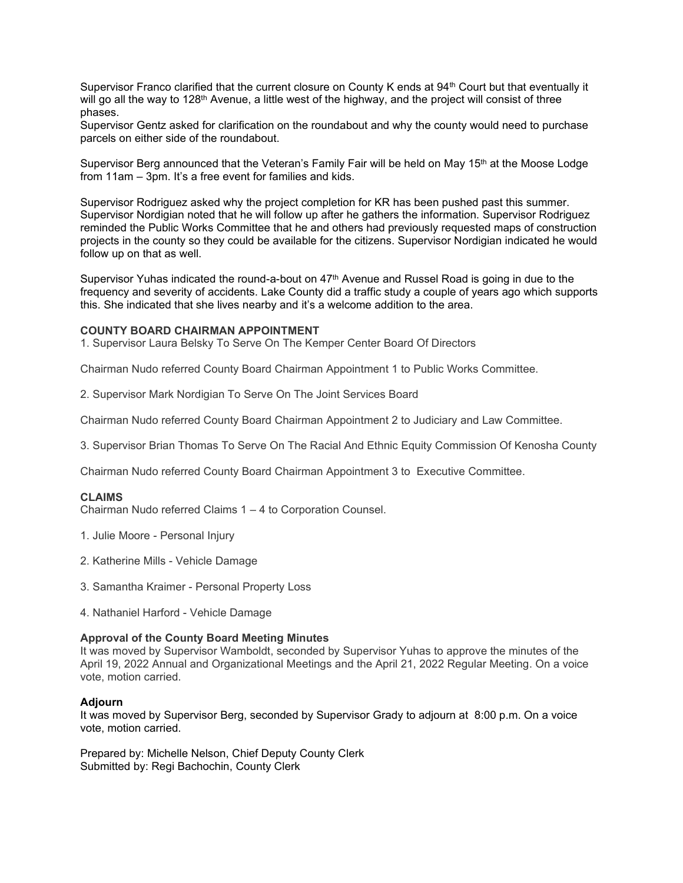Supervisor Franco clarified that the current closure on County K ends at 94th Court but that eventually it will go all the way to 128th Avenue, a little west of the highway, and the project will consist of three phases.
Supervisor Gentz asked for clarification on the roundabout and why the county would need to purchase parcels on either side of the roundabout.

Supervisor Berg announced that the Veteran's Family Fair will be held on May 15th at the Moose Lodge from 11am – 3pm. It's a free event for families and kids.

Supervisor Rodriguez asked why the project completion for KR has been pushed past this summer. Supervisor Nordigian noted that he will follow up after he gathers the information. Supervisor Rodriguez reminded the Public Works Committee that he and others had previously requested maps of construction projects in the county so they could be available for the citizens. Supervisor Nordigian indicated he would follow up on that as well.

Supervisor Yuhas indicated the round-a-bout on 47th Avenue and Russel Road is going in due to the frequency and severity of accidents. Lake County did a traffic study a couple of years ago which supports this. She indicated that she lives nearby and it's a welcome addition to the area.

**COUNTY BOARD CHAIRMAN APPOINTMENT**

1. Supervisor Laura Belsky To Serve On The Kemper Center Board Of Directors

Chairman Nudo referred County Board Chairman Appointment 1 to Public Works Committee.

2. Supervisor Mark Nordigian To Serve On The Joint Services Board

Chairman Nudo referred County Board Chairman Appointment 2 to Judiciary and Law Committee.

3. Supervisor Brian Thomas To Serve On The Racial And Ethnic Equity Commission Of Kenosha County

Chairman Nudo referred County Board Chairman Appointment 3 to Executive Committee.

**CLAIMS**

Chairman Nudo referred Claims 1 – 4 to Corporation Counsel.

1. Julie Moore - Personal Injury

2. Katherine Mills - Vehicle Damage

3. Samantha Kraimer - Personal Property Loss

4. Nathaniel Harford - Vehicle Damage

**Approval of the County Board Meeting Minutes**

It was moved by Supervisor Wamboldt, seconded by Supervisor Yuhas to approve the minutes of the April 19, 2022 Annual and Organizational Meetings and the April 21, 2022 Regular Meeting. On a voice vote, motion carried.

**Adjourn**

It was moved by Supervisor Berg, seconded by Supervisor Grady to adjourn at 8:00 p.m. On a voice vote, motion carried.

Prepared by: Michelle Nelson, Chief Deputy County Clerk
Submitted by: Regi Bachochin, County Clerk